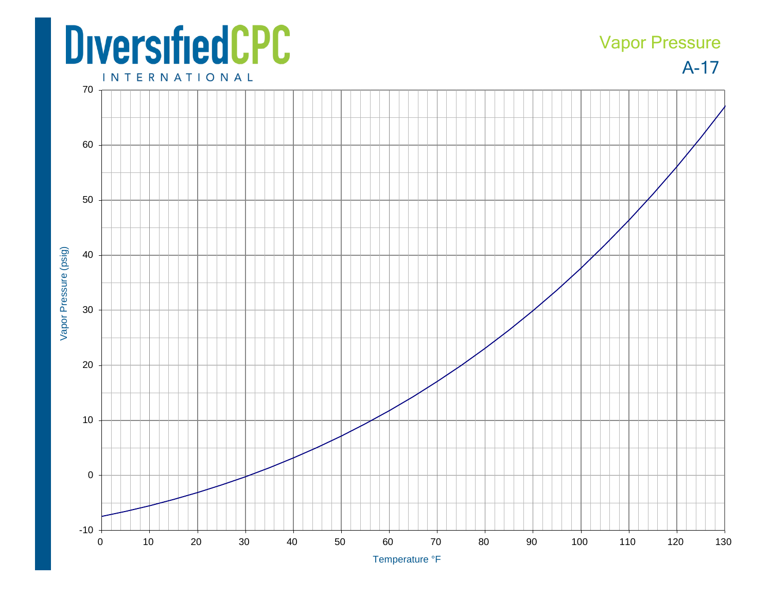DiversifiedCPC INTERNATIONAL

# Vapor Pressure

## A-17

Vapor Pressure (psig)

70
60
50
40
30
20
10
0
-10

0 10 20 30 40 50 60 70 80 90 100 110 120 130

Temperature °F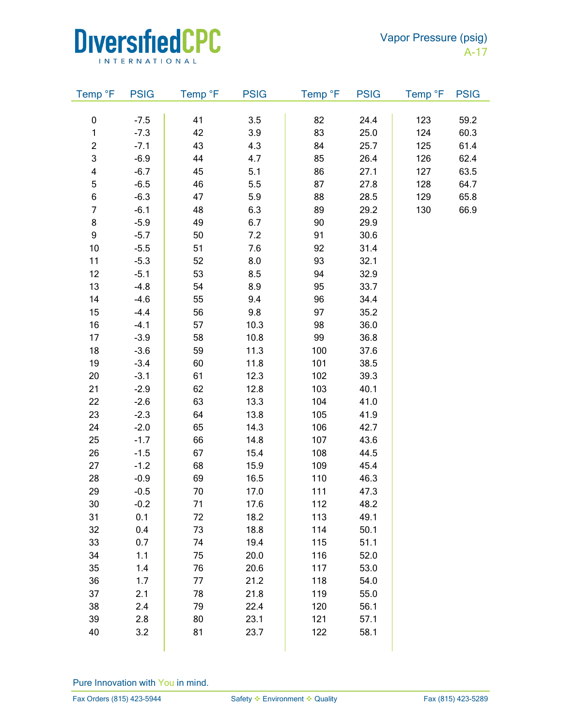DiversifiedCPC INTERNATIONAL

Vapor Pressure (psig)

A-17

| Temp °F | PSIG | Temp °F | PSIG | Temp °F | PSIG | Temp °F | PSIG |
|---|---|---|---|---|---|---|---|
| 0 | -7.5 | 41 | 3.5 | 82 | 24.4 | 123 | 59.2 |
| 1 | -7.3 | 42 | 3.9 | 83 | 25.0 | 124 | 60.3 |
| 2 | -7.1 | 43 | 4.3 | 84 | 25.7 | 125 | 61.4 |
| 3 | -6.9 | 44 | 4.7 | 85 | 26.4 | 126 | 62.4 |
| 4 | -6.7 | 45 | 5.1 | 86 | 27.1 | 127 | 63.5 |
| 5 | -6.5 | 46 | 5.5 | 87 | 27.8 | 128 | 64.7 |
| 6 | -6.3 | 47 | 5.9 | 88 | 28.5 | 129 | 65.8 |
| 7 | -6.1 | 48 | 6.3 | 89 | 29.2 | 130 | 66.9 |
| 8 | -5.9 | 49 | 6.7 | 90 | 29.9 | | |
| 9 | -5.7 | 50 | 7.2 | 91 | 30.6 | | |
| 10 | -5.5 | 51 | 7.6 | 92 | 31.4 | | |
| 11 | -5.3 | 52 | 8.0 | 93 | 32.1 | | |
| 12 | -5.1 | 53 | 8.5 | 94 | 32.9 | | |
| 13 | -4.8 | 54 | 8.9 | 95 | 33.7 | | |
| 14 | -4.6 | 55 | 9.4 | 96 | 34.4 | | |
| 15 | -4.4 | 56 | 9.8 | 97 | 35.2 | | |
| 16 | -4.1 | 57 | 10.3 | 98 | 36.0 | | |
| 17 | -3.9 | 58 | 10.8 | 99 | 36.8 | | |
| 18 | -3.6 | 59 | 11.3 | 100 | 37.6 | | |
| 19 | -3.4 | 60 | 11.8 | 101 | 38.5 | | |
| 20 | -3.1 | 61 | 12.3 | 102 | 39.3 | | |
| 21 | -2.9 | 62 | 12.8 | 103 | 40.1 | | |
| 22 | -2.6 | 63 | 13.3 | 104 | 41.0 | | |
| 23 | -2.3 | 64 | 13.8 | 105 | 41.9 | | |
| 24 | -2.0 | 65 | 14.3 | 106 | 42.7 | | |
| 25 | -1.7 | 66 | 14.8 | 107 | 43.6 | | |
| 26 | -1.5 | 67 | 15.4 | 108 | 44.5 | | |
| 27 | -1.2 | 68 | 15.9 | 109 | 45.4 | | |
| 28 | -0.9 | 69 | 16.5 | 110 | 46.3 | | |
| 29 | -0.5 | 70 | 17.0 | 111 | 47.3 | | |
| 30 | -0.2 | 71 | 17.6 | 112 | 48.2 | | |
| 31 | 0.1 | 72 | 18.2 | 113 | 49.1 | | |
| 32 | 0.4 | 73 | 18.8 | 114 | 50.1 | | |
| 33 | 0.7 | 74 | 19.4 | 115 | 51.1 | | |
| 34 | 1.1 | 75 | 20.0 | 116 | 52.0 | | |
| 35 | 1.4 | 76 | 20.6 | 117 | 53.0 | | |
| 36 | 1.7 | 77 | 21.2 | 118 | 54.0 | | |
| 37 | 2.1 | 78 | 21.8 | 119 | 55.0 | | |
| 38 | 2.4 | 79 | 22.4 | 120 | 56.1 | | |
| 39 | 2.8 | 80 | 23.1 | 121 | 57.1 | | |
| 40 | 3.2 | 81 | 23.7 | 122 | 58.1 | | |

Pure Innovation with You in mind.

Fax Orders (815) 423-5944 | Safety ❖ Environment ❖ Quality | Fax (815) 423-5289